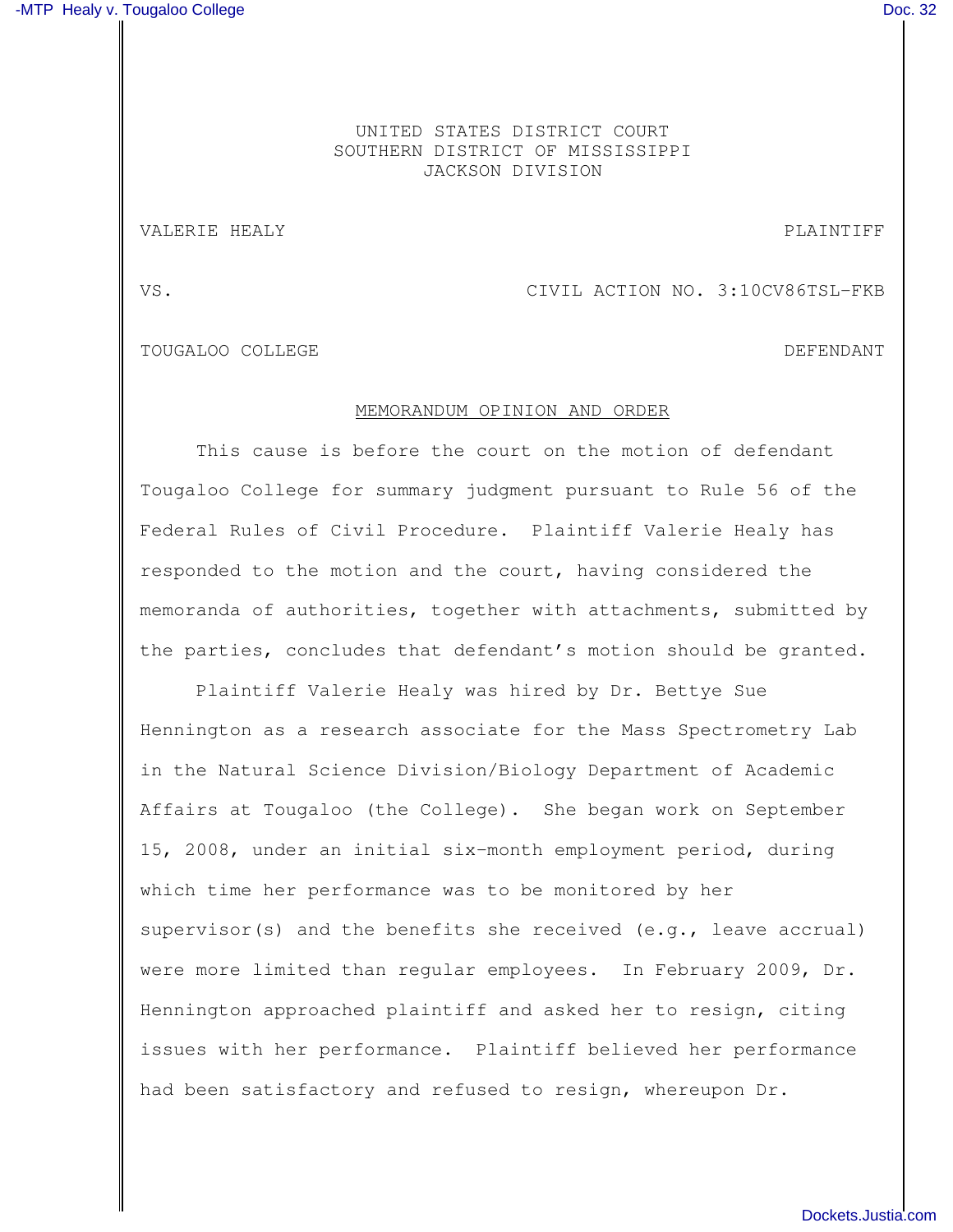UNITED STATES DISTRICT COURT
SOUTHERN DISTRICT OF MISSISSIPPI
JACKSON DIVISION

VALERIE HEALY PLAINTIFF

VS. CIVIL ACTION NO. 3:10CV86TSL-FKB

TOUGALOO COLLEGE DEFENDANT

## MEMORANDUM OPINION AND ORDER

This cause is before the court on the motion of defendant Tougaloo College for summary judgment pursuant to Rule 56 of the Federal Rules of Civil Procedure. Plaintiff Valerie Healy has responded to the motion and the court, having considered the memoranda of authorities, together with attachments, submitted by the parties, concludes that defendant's motion should be granted.

Plaintiff Valerie Healy was hired by Dr. Bettye Sue Hennington as a research associate for the Mass Spectrometry Lab in the Natural Science Division/Biology Department of Academic Affairs at Tougaloo (the College). She began work on September 15, 2008, under an initial six-month employment period, during which time her performance was to be monitored by her supervisor(s) and the benefits she received (e.g., leave accrual) were more limited than regular employees. In February 2009, Dr. Hennington approached plaintiff and asked her to resign, citing issues with her performance. Plaintiff believed her performance had been satisfactory and refused to resign, whereupon Dr.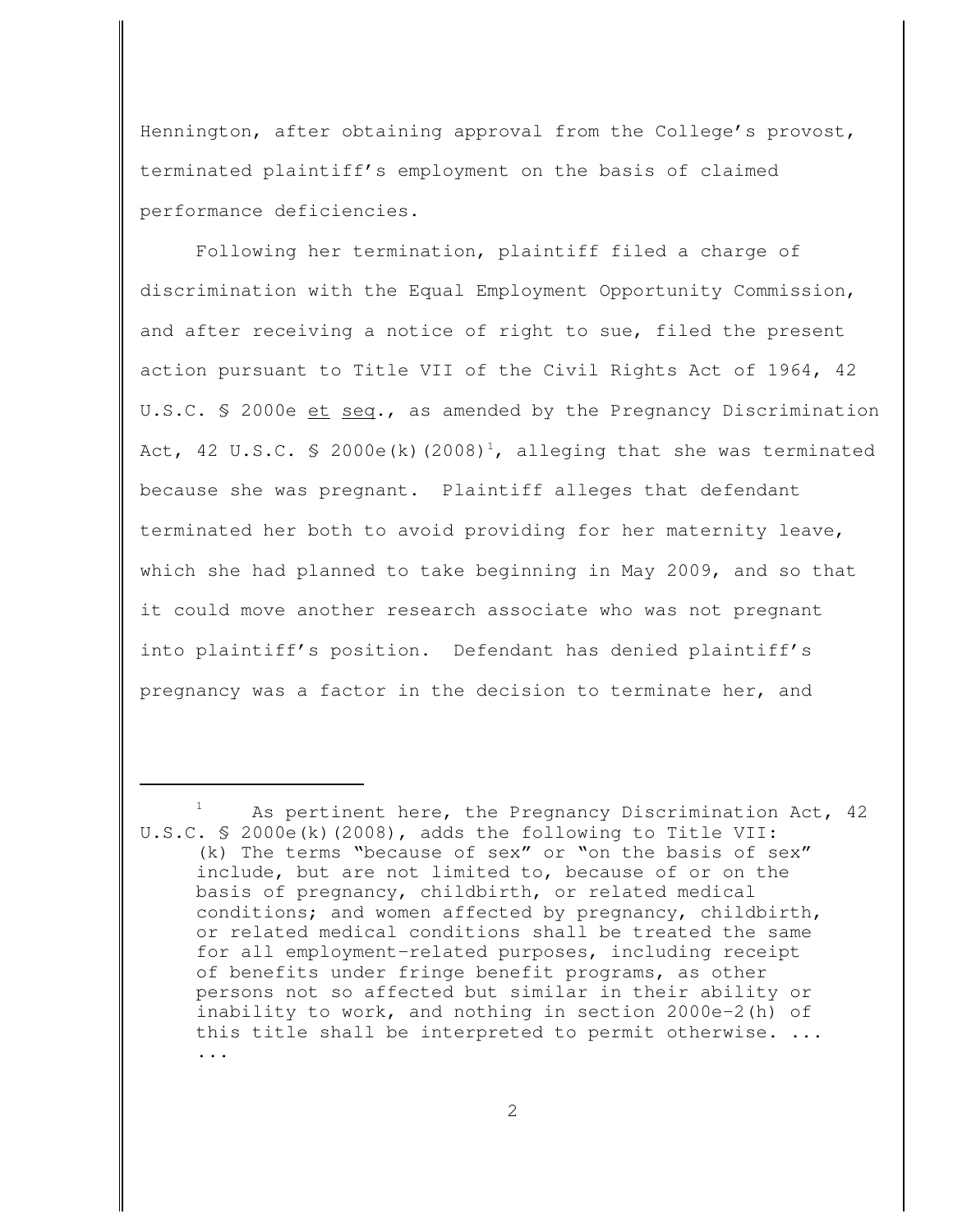Hennington, after obtaining approval from the College's provost, terminated plaintiff's employment on the basis of claimed performance deficiencies.

Following her termination, plaintiff filed a charge of discrimination with the Equal Employment Opportunity Commission, and after receiving a notice of right to sue, filed the present action pursuant to Title VII of the Civil Rights Act of 1964, 42 U.S.C. § 2000e et seq., as amended by the Pregnancy Discrimination Act, 42 U.S.C. § 2000e(k)(2008)[1], alleging that she was terminated because she was pregnant. Plaintiff alleges that defendant terminated her both to avoid providing for her maternity leave, which she had planned to take beginning in May 2009, and so that it could move another research associate who was not pregnant into plaintiff's position. Defendant has denied plaintiff's pregnancy was a factor in the decision to terminate her, and

---

[1] As pertinent here, the Pregnancy Discrimination Act, 42 U.S.C. § 2000e(k)(2008), adds the following to Title VII:

> (k) The terms "because of sex" or "on the basis of sex" include, but are not limited to, because of or on the basis of pregnancy, childbirth, or related medical conditions; and women affected by pregnancy, childbirth, or related medical conditions shall be treated the same for all employment-related purposes, including receipt of benefits under fringe benefit programs, as other persons not so affected but similar in their ability or inability to work, and nothing in section 2000e-2(h) of this title shall be interpreted to permit otherwise. ...
> ...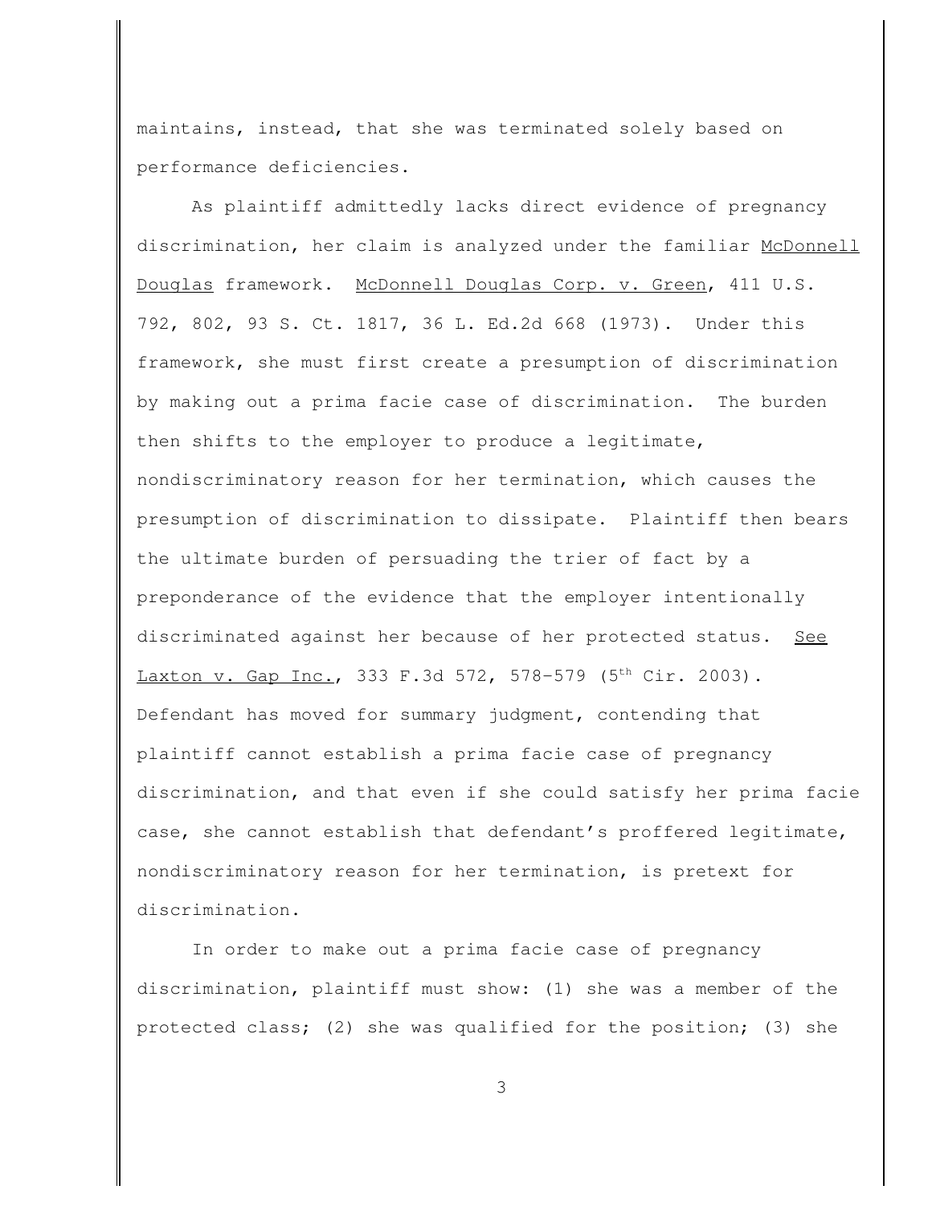maintains, instead, that she was terminated solely based on performance deficiencies.

As plaintiff admittedly lacks direct evidence of pregnancy discrimination, her claim is analyzed under the familiar McDonnell Douglas framework. McDonnell Douglas Corp. v. Green, 411 U.S. 792, 802, 93 S. Ct. 1817, 36 L. Ed.2d 668 (1973). Under this framework, she must first create a presumption of discrimination by making out a prima facie case of discrimination. The burden then shifts to the employer to produce a legitimate, nondiscriminatory reason for her termination, which causes the presumption of discrimination to dissipate. Plaintiff then bears the ultimate burden of persuading the trier of fact by a preponderance of the evidence that the employer intentionally discriminated against her because of her protected status. See Laxton v. Gap Inc., 333 F.3d 572, 578-579 (5th Cir. 2003). Defendant has moved for summary judgment, contending that plaintiff cannot establish a prima facie case of pregnancy discrimination, and that even if she could satisfy her prima facie case, she cannot establish that defendant's proffered legitimate, nondiscriminatory reason for her termination, is pretext for discrimination.

In order to make out a prima facie case of pregnancy discrimination, plaintiff must show: (1) she was a member of the protected class; (2) she was qualified for the position; (3) she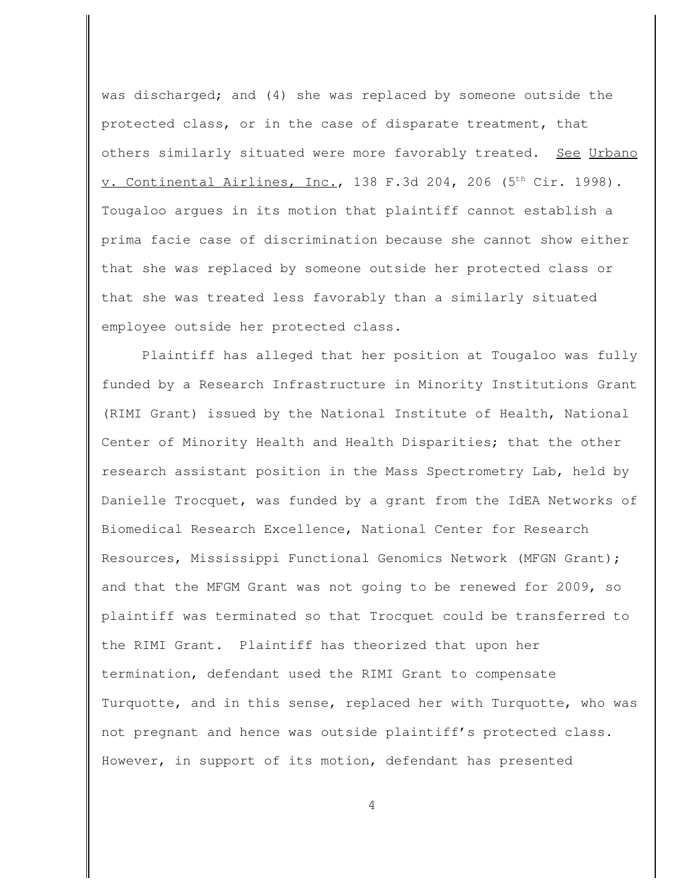was discharged; and (4) she was replaced by someone outside the protected class, or in the case of disparate treatment, that others similarly situated were more favorably treated. See Urbano v. Continental Airlines, Inc., 138 F.3d 204, 206 (5th Cir. 1998). Tougaloo argues in its motion that plaintiff cannot establish a prima facie case of discrimination because she cannot show either that she was replaced by someone outside her protected class or that she was treated less favorably than a similarly situated employee outside her protected class.

Plaintiff has alleged that her position at Tougaloo was fully funded by a Research Infrastructure in Minority Institutions Grant (RIMI Grant) issued by the National Institute of Health, National Center of Minority Health and Health Disparities; that the other research assistant position in the Mass Spectrometry Lab, held by Danielle Trocquet, was funded by a grant from the IdEA Networks of Biomedical Research Excellence, National Center for Research Resources, Mississippi Functional Genomics Network (MFGN Grant); and that the MFGM Grant was not going to be renewed for 2009, so plaintiff was terminated so that Trocquet could be transferred to the RIMI Grant. Plaintiff has theorized that upon her termination, defendant used the RIMI Grant to compensate Turquotte, and in this sense, replaced her with Turquotte, who was not pregnant and hence was outside plaintiff's protected class. However, in support of its motion, defendant has presented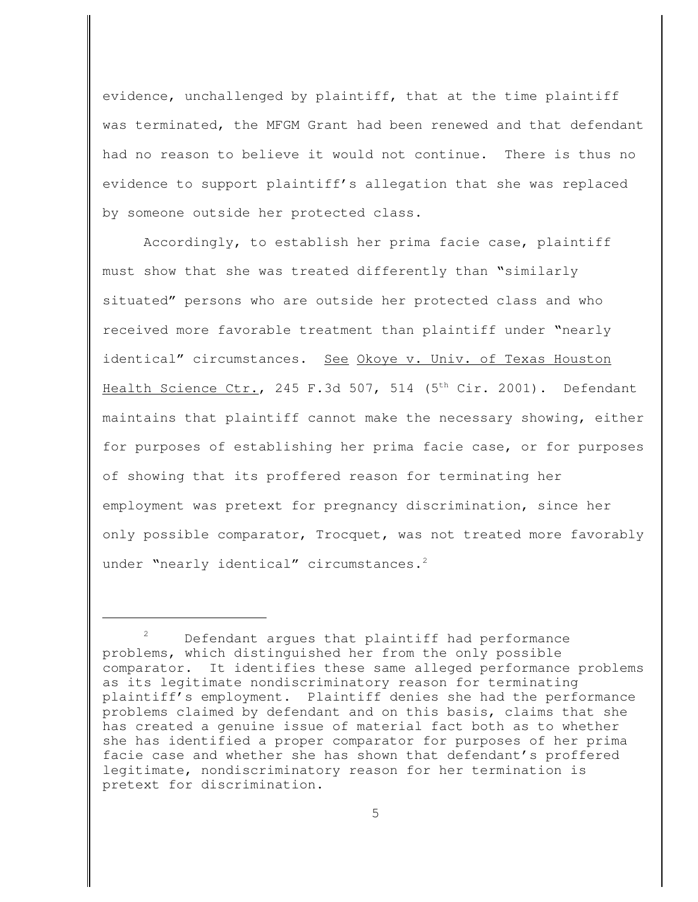evidence, unchallenged by plaintiff, that at the time plaintiff was terminated, the MFGM Grant had been renewed and that defendant had no reason to believe it would not continue. There is thus no evidence to support plaintiff's allegation that she was replaced by someone outside her protected class.

Accordingly, to establish her prima facie case, plaintiff must show that she was treated differently than "similarly situated" persons who are outside her protected class and who received more favorable treatment than plaintiff under "nearly identical" circumstances. See Okoye v. Univ. of Texas Houston Health Science Ctr., 245 F.3d 507, 514 (5th Cir. 2001). Defendant maintains that plaintiff cannot make the necessary showing, either for purposes of establishing her prima facie case, or for purposes of showing that its proffered reason for terminating her employment was pretext for pregnancy discrimination, since her only possible comparator, Trocquet, was not treated more favorably under "nearly identical" circumstances.[2]

---

[2] Defendant argues that plaintiff had performance problems, which distinguished her from the only possible comparator. It identifies these same alleged performance problems as its legitimate nondiscriminatory reason for terminating plaintiff's employment. Plaintiff denies she had the performance problems claimed by defendant and on this basis, claims that she has created a genuine issue of material fact both as to whether she has identified a proper comparator for purposes of her prima facie case and whether she has shown that defendant's proffered legitimate, nondiscriminatory reason for her termination is pretext for discrimination.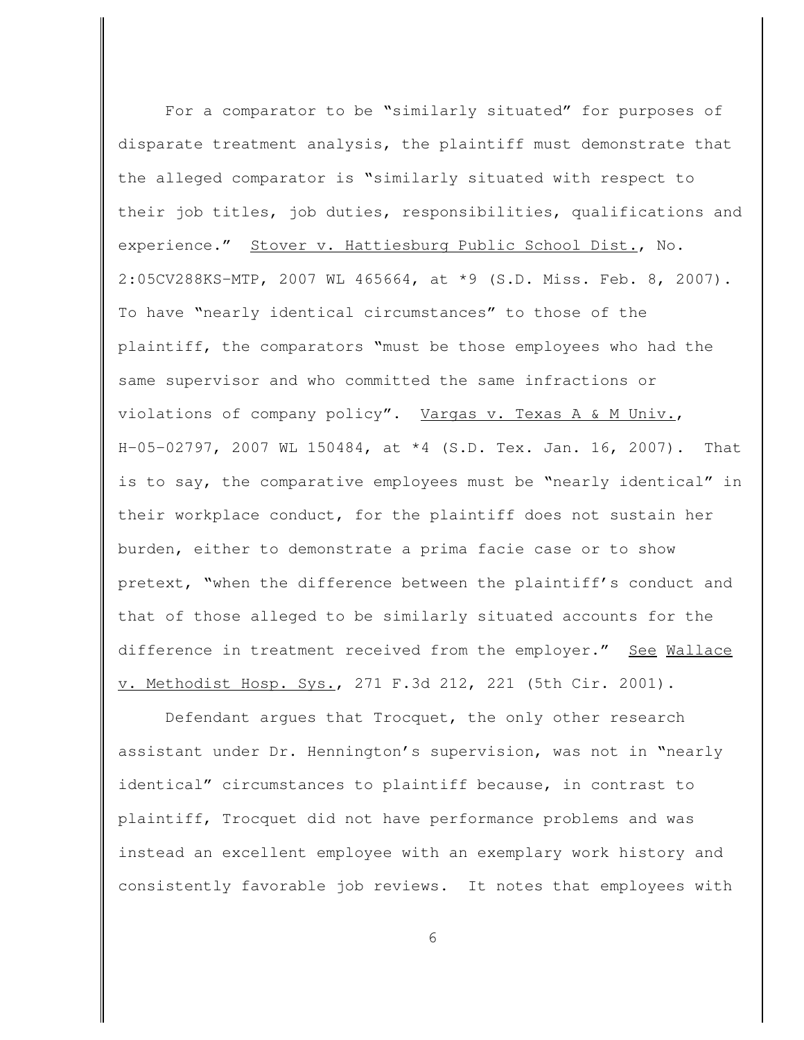For a comparator to be "similarly situated" for purposes of disparate treatment analysis, the plaintiff must demonstrate that the alleged comparator is "similarly situated with respect to their job titles, job duties, responsibilities, qualifications and experience." Stover v. Hattiesburg Public School Dist., No. 2:05CV288KS-MTP, 2007 WL 465664, at *9 (S.D. Miss. Feb. 8, 2007). To have "nearly identical circumstances" to those of the plaintiff, the comparators "must be those employees who had the same supervisor and who committed the same infractions or violations of company policy". Vargas v. Texas A & M Univ., H-05-02797, 2007 WL 150484, at *4 (S.D. Tex. Jan. 16, 2007). That is to say, the comparative employees must be "nearly identical" in their workplace conduct, for the plaintiff does not sustain her burden, either to demonstrate a prima facie case or to show pretext, "when the difference between the plaintiff's conduct and that of those alleged to be similarly situated accounts for the difference in treatment received from the employer." See Wallace v. Methodist Hosp. Sys., 271 F.3d 212, 221 (5th Cir. 2001).

Defendant argues that Trocquet, the only other research assistant under Dr. Hennington's supervision, was not in "nearly identical" circumstances to plaintiff because, in contrast to plaintiff, Trocquet did not have performance problems and was instead an excellent employee with an exemplary work history and consistently favorable job reviews. It notes that employees with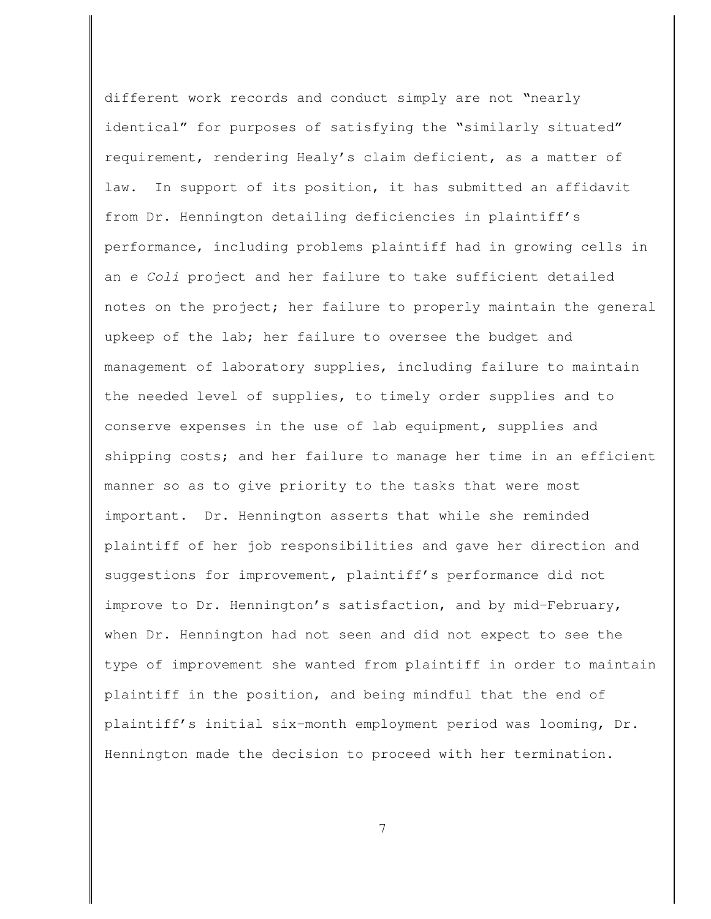different work records and conduct simply are not "nearly identical" for purposes of satisfying the "similarly situated" requirement, rendering Healy's claim deficient, as a matter of law. In support of its position, it has submitted an affidavit from Dr. Hennington detailing deficiencies in plaintiff's performance, including problems plaintiff had in growing cells in an *e Coli* project and her failure to take sufficient detailed notes on the project; her failure to properly maintain the general upkeep of the lab; her failure to oversee the budget and management of laboratory supplies, including failure to maintain the needed level of supplies, to timely order supplies and to conserve expenses in the use of lab equipment, supplies and shipping costs; and her failure to manage her time in an efficient manner so as to give priority to the tasks that were most important. Dr. Hennington asserts that while she reminded plaintiff of her job responsibilities and gave her direction and suggestions for improvement, plaintiff's performance did not improve to Dr. Hennington's satisfaction, and by mid-February, when Dr. Hennington had not seen and did not expect to see the type of improvement she wanted from plaintiff in order to maintain plaintiff in the position, and being mindful that the end of plaintiff's initial six-month employment period was looming, Dr. Hennington made the decision to proceed with her termination.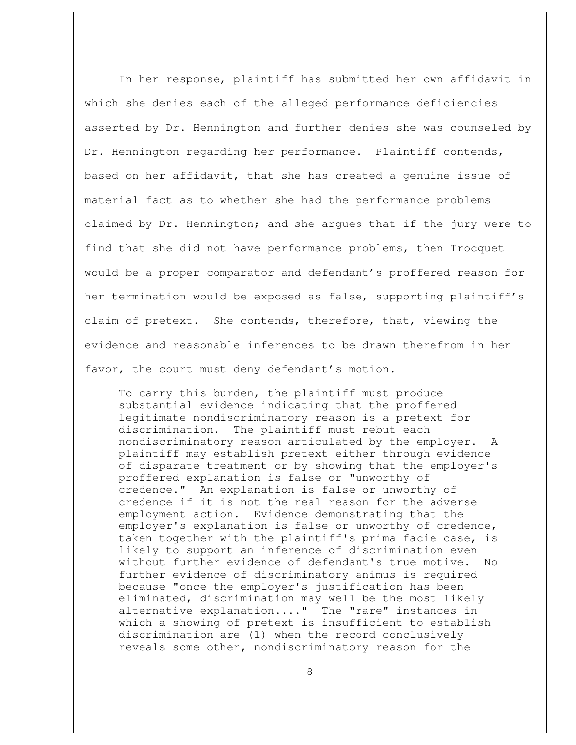In her response, plaintiff has submitted her own affidavit in which she denies each of the alleged performance deficiencies asserted by Dr. Hennington and further denies she was counseled by Dr. Hennington regarding her performance. Plaintiff contends, based on her affidavit, that she has created a genuine issue of material fact as to whether she had the performance problems claimed by Dr. Hennington; and she argues that if the jury were to find that she did not have performance problems, then Trocquet would be a proper comparator and defendant's proffered reason for her termination would be exposed as false, supporting plaintiff's claim of pretext. She contends, therefore, that, viewing the evidence and reasonable inferences to be drawn therefrom in her favor, the court must deny defendant's motion.

> To carry this burden, the plaintiff must produce substantial evidence indicating that the proffered legitimate nondiscriminatory reason is a pretext for discrimination. The plaintiff must rebut each nondiscriminatory reason articulated by the employer. A plaintiff may establish pretext either through evidence of disparate treatment or by showing that the employer's proffered explanation is false or "unworthy of credence." An explanation is false or unworthy of credence if it is not the real reason for the adverse employment action. Evidence demonstrating that the employer's explanation is false or unworthy of credence, taken together with the plaintiff's prima facie case, is likely to support an inference of discrimination even without further evidence of defendant's true motive. No further evidence of discriminatory animus is required because "once the employer's justification has been eliminated, discrimination may well be the most likely alternative explanation...." The "rare" instances in which a showing of pretext is insufficient to establish discrimination are (1) when the record conclusively reveals some other, nondiscriminatory reason for the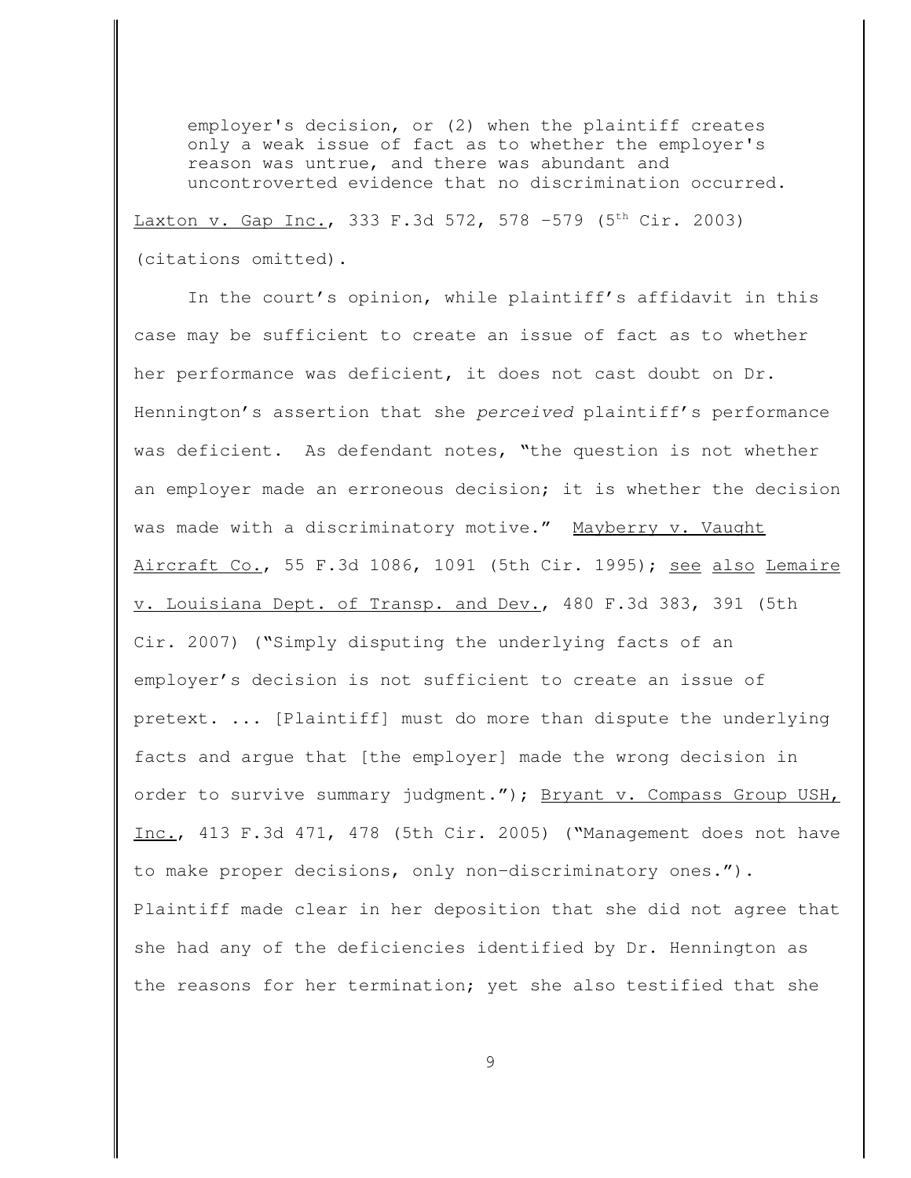> employer's decision, or (2) when the plaintiff creates only a weak issue of fact as to whether the employer's reason was untrue, and there was abundant and uncontroverted evidence that no discrimination occurred.

Laxton v. Gap Inc., 333 F.3d 572, 578 -579 (5th Cir. 2003) (citations omitted).

In the court's opinion, while plaintiff's affidavit in this case may be sufficient to create an issue of fact as to whether her performance was deficient, it does not cast doubt on Dr. Hennington's assertion that she *perceived* plaintiff's performance was deficient. As defendant notes, "the question is not whether an employer made an erroneous decision; it is whether the decision was made with a discriminatory motive." Mayberry v. Vaught Aircraft Co., 55 F.3d 1086, 1091 (5th Cir. 1995); see also Lemaire v. Louisiana Dept. of Transp. and Dev., 480 F.3d 383, 391 (5th Cir. 2007) ("Simply disputing the underlying facts of an employer's decision is not sufficient to create an issue of pretext. ... [Plaintiff] must do more than dispute the underlying facts and argue that [the employer] made the wrong decision in order to survive summary judgment."); Bryant v. Compass Group USH, Inc., 413 F.3d 471, 478 (5th Cir. 2005) ("Management does not have to make proper decisions, only non-discriminatory ones."). Plaintiff made clear in her deposition that she did not agree that she had any of the deficiencies identified by Dr. Hennington as the reasons for her termination; yet she also testified that she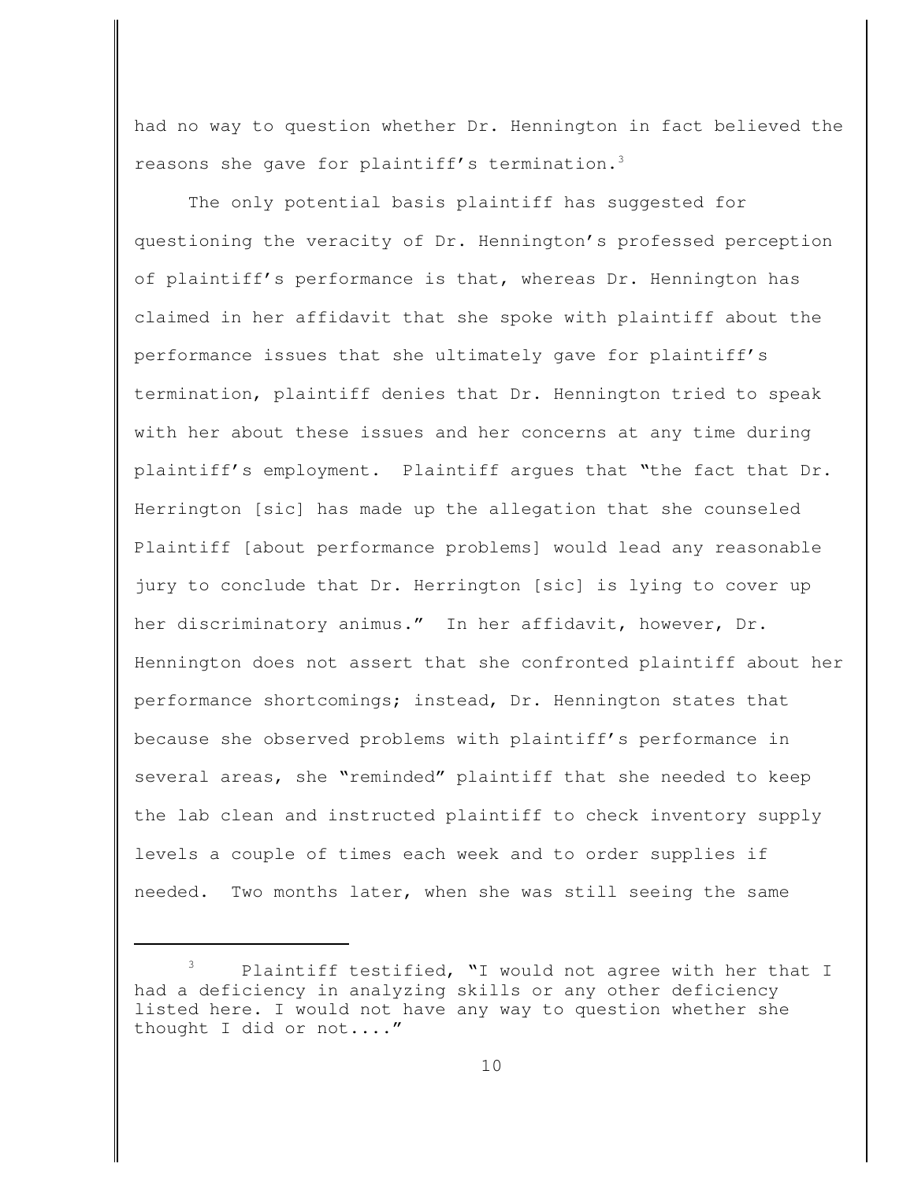had no way to question whether Dr. Hennington in fact believed the reasons she gave for plaintiff's termination.[3]

The only potential basis plaintiff has suggested for questioning the veracity of Dr. Hennington's professed perception of plaintiff's performance is that, whereas Dr. Hennington has claimed in her affidavit that she spoke with plaintiff about the performance issues that she ultimately gave for plaintiff's termination, plaintiff denies that Dr. Hennington tried to speak with her about these issues and her concerns at any time during plaintiff's employment. Plaintiff argues that "the fact that Dr. Herrington [sic] has made up the allegation that she counseled Plaintiff [about performance problems] would lead any reasonable jury to conclude that Dr. Herrington [sic] is lying to cover up her discriminatory animus." In her affidavit, however, Dr. Hennington does not assert that she confronted plaintiff about her performance shortcomings; instead, Dr. Hennington states that because she observed problems with plaintiff's performance in several areas, she "reminded" plaintiff that she needed to keep the lab clean and instructed plaintiff to check inventory supply levels a couple of times each week and to order supplies if needed. Two months later, when she was still seeing the same

---

[3] Plaintiff testified, "I would not agree with her that I had a deficiency in analyzing skills or any other deficiency listed here. I would not have any way to question whether she thought I did or not...."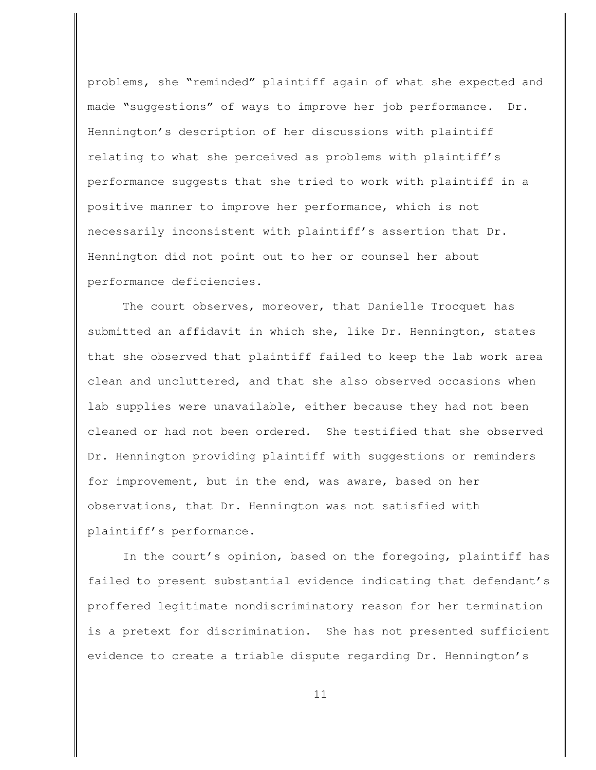problems, she "reminded" plaintiff again of what she expected and made "suggestions" of ways to improve her job performance. Dr. Hennington's description of her discussions with plaintiff relating to what she perceived as problems with plaintiff's performance suggests that she tried to work with plaintiff in a positive manner to improve her performance, which is not necessarily inconsistent with plaintiff's assertion that Dr. Hennington did not point out to her or counsel her about performance deficiencies.

The court observes, moreover, that Danielle Trocquet has submitted an affidavit in which she, like Dr. Hennington, states that she observed that plaintiff failed to keep the lab work area clean and uncluttered, and that she also observed occasions when lab supplies were unavailable, either because they had not been cleaned or had not been ordered. She testified that she observed Dr. Hennington providing plaintiff with suggestions or reminders for improvement, but in the end, was aware, based on her observations, that Dr. Hennington was not satisfied with plaintiff's performance.

In the court's opinion, based on the foregoing, plaintiff has failed to present substantial evidence indicating that defendant's proffered legitimate nondiscriminatory reason for her termination is a pretext for discrimination. She has not presented sufficient evidence to create a triable dispute regarding Dr. Hennington's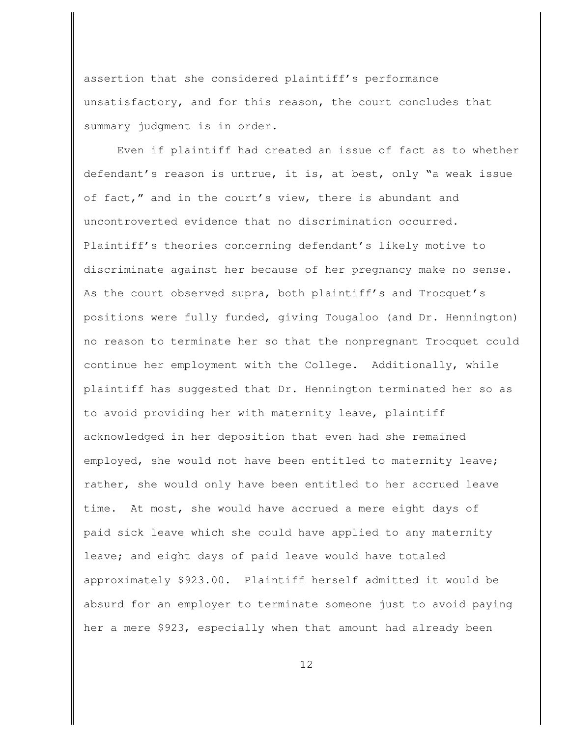assertion that she considered plaintiff's performance unsatisfactory, and for this reason, the court concludes that summary judgment is in order.

Even if plaintiff had created an issue of fact as to whether defendant's reason is untrue, it is, at best, only "a weak issue of fact," and in the court's view, there is abundant and uncontroverted evidence that no discrimination occurred. Plaintiff's theories concerning defendant's likely motive to discriminate against her because of her pregnancy make no sense. As the court observed supra, both plaintiff's and Trocquet's positions were fully funded, giving Tougaloo (and Dr. Hennington) no reason to terminate her so that the nonpregnant Trocquet could continue her employment with the College. Additionally, while plaintiff has suggested that Dr. Hennington terminated her so as to avoid providing her with maternity leave, plaintiff acknowledged in her deposition that even had she remained employed, she would not have been entitled to maternity leave; rather, she would only have been entitled to her accrued leave time. At most, she would have accrued a mere eight days of paid sick leave which she could have applied to any maternity leave; and eight days of paid leave would have totaled approximately $923.00. Plaintiff herself admitted it would be absurd for an employer to terminate someone just to avoid paying her a mere $923, especially when that amount had already been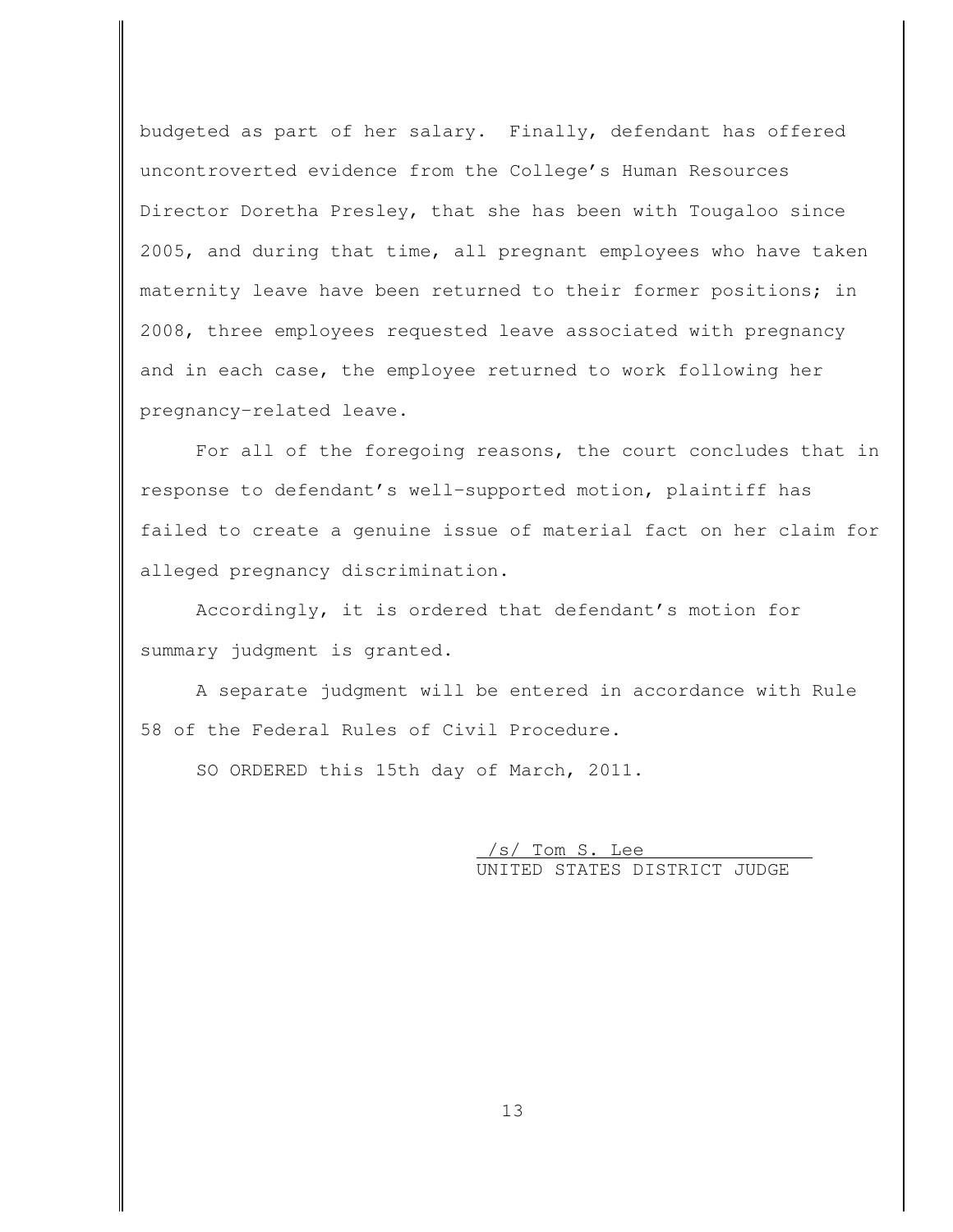budgeted as part of her salary. Finally, defendant has offered uncontroverted evidence from the College's Human Resources Director Doretha Presley, that she has been with Tougaloo since 2005, and during that time, all pregnant employees who have taken maternity leave have been returned to their former positions; in 2008, three employees requested leave associated with pregnancy and in each case, the employee returned to work following her pregnancy-related leave.

For all of the foregoing reasons, the court concludes that in response to defendant's well-supported motion, plaintiff has failed to create a genuine issue of material fact on her claim for alleged pregnancy discrimination.

Accordingly, it is ordered that defendant's motion for summary judgment is granted.

A separate judgment will be entered in accordance with Rule 58 of the Federal Rules of Civil Procedure.

SO ORDERED this 15th day of March, 2011.

/s/ Tom S. Lee
UNITED STATES DISTRICT JUDGE